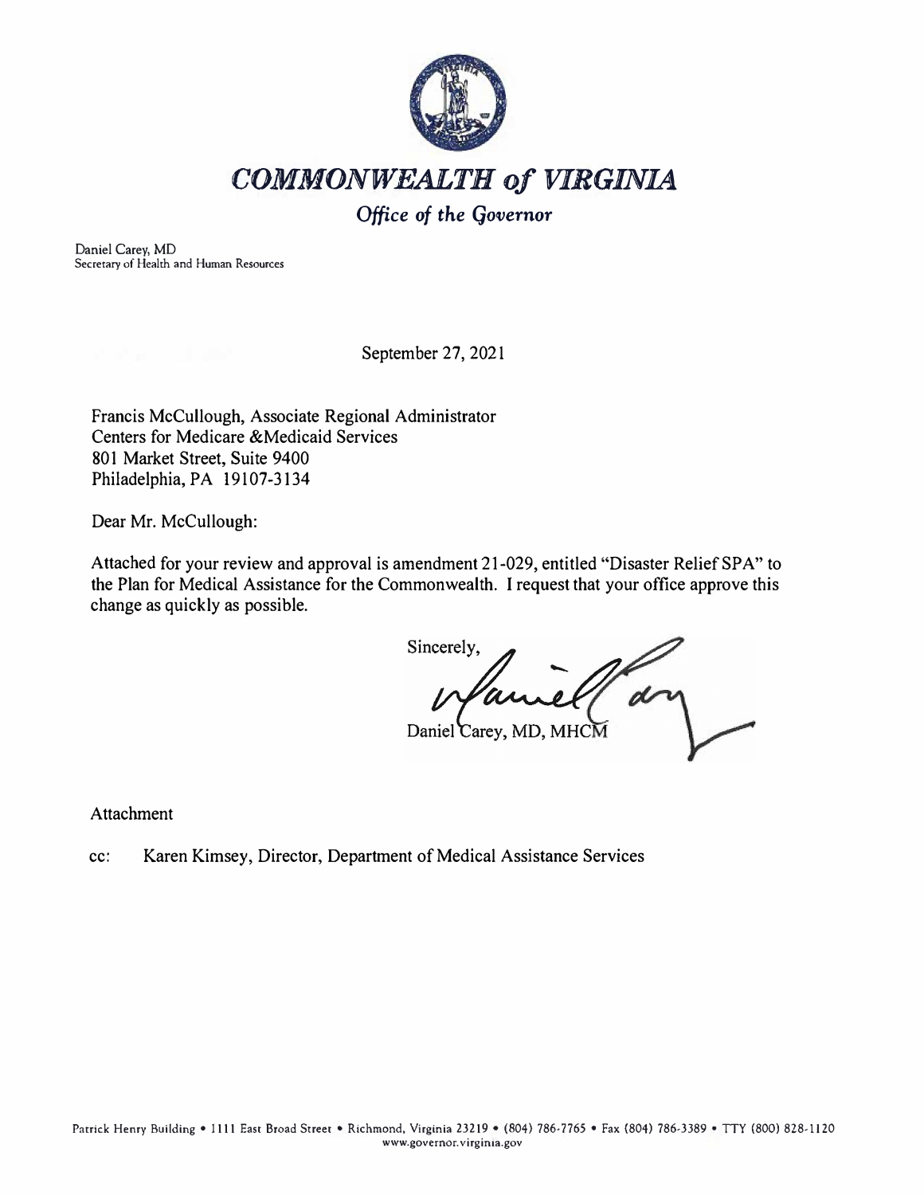# *COMMONWEALTH of VIRGINIA*

*Office of the Governor*

Daniel Carey, MD
Secretary of Health and Human Resources

September 27, 2021

Francis McCullough, Associate Regional Administrator
Centers for Medicare &Medicaid Services
801 Market Street, Suite 9400
Philadelphia, PA 19107-3134

Dear Mr. McCullough:

Attached for your review and approval is amendment 21-029, entitled "Disaster Relief SPA" to the Plan for Medical Assistance for the Commonwealth. I request that your office approve this change as quickly as possible.

Sincerely,

Daniel Carey, MD, MHCM

Attachment

cc: Karen Kimsey, Director, Department of Medical Assistance Services

Patrick Henry Building • 1111 East Broad Street • Richmond, Virginia 23219 • (804) 786-7765 • Fax (804) 786-3389 • TTY (800) 828-1120
www.governor.virginia.gov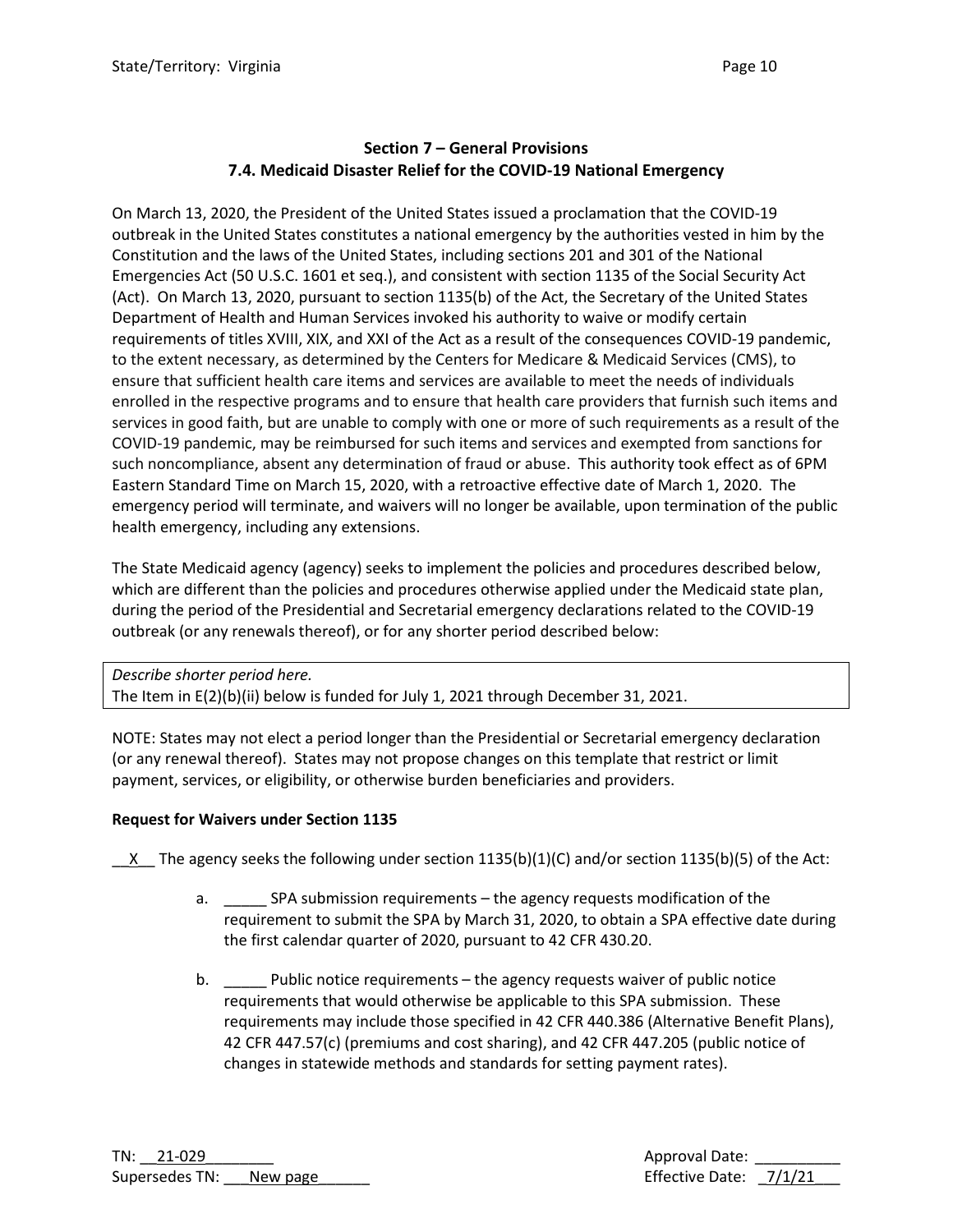State/Territory: Virginia

## Section 7 – General Provisions
### 7.4. Medicaid Disaster Relief for the COVID-19 National Emergency

On March 13, 2020, the President of the United States issued a proclamation that the COVID-19 outbreak in the United States constitutes a national emergency by the authorities vested in him by the Constitution and the laws of the United States, including sections 201 and 301 of the National Emergencies Act (50 U.S.C. 1601 et seq.), and consistent with section 1135 of the Social Security Act (Act). On March 13, 2020, pursuant to section 1135(b) of the Act, the Secretary of the United States Department of Health and Human Services invoked his authority to waive or modify certain requirements of titles XVIII, XIX, and XXI of the Act as a result of the consequences COVID-19 pandemic, to the extent necessary, as determined by the Centers for Medicare & Medicaid Services (CMS), to ensure that sufficient health care items and services are available to meet the needs of individuals enrolled in the respective programs and to ensure that health care providers that furnish such items and services in good faith, but are unable to comply with one or more of such requirements as a result of the COVID-19 pandemic, may be reimbursed for such items and services and exempted from sanctions for such noncompliance, absent any determination of fraud or abuse. This authority took effect as of 6PM Eastern Standard Time on March 15, 2020, with a retroactive effective date of March 1, 2020. The emergency period will terminate, and waivers will no longer be available, upon termination of the public health emergency, including any extensions.

The State Medicaid agency (agency) seeks to implement the policies and procedures described below, which are different than the policies and procedures otherwise applied under the Medicaid state plan, during the period of the Presidential and Secretarial emergency declarations related to the COVID-19 outbreak (or any renewals thereof), or for any shorter period described below:

| *Describe shorter period here.*<br>The Item in E(2)(b)(ii) below is funded for July 1, 2021 through December 31, 2021. |
|---|

NOTE: States may not elect a period longer than the Presidential or Secretarial emergency declaration (or any renewal thereof). States may not propose changes on this template that restrict or limit payment, services, or eligibility, or otherwise burden beneficiaries and providers.

**Request for Waivers under Section 1135**

__X__ The agency seeks the following under section 1135(b)(1)(C) and/or section 1135(b)(5) of the Act:

a. _____ SPA submission requirements – the agency requests modification of the requirement to submit the SPA by March 31, 2020, to obtain a SPA effective date during the first calendar quarter of 2020, pursuant to 42 CFR 430.20.

b. _____ Public notice requirements – the agency requests waiver of public notice requirements that would otherwise be applicable to this SPA submission. These requirements may include those specified in 42 CFR 440.386 (Alternative Benefit Plans), 42 CFR 447.57(c) (premiums and cost sharing), and 42 CFR 447.205 (public notice of changes in statewide methods and standards for setting payment rates).

TN: 21-029 Approval Date: __________
Supersedes TN: New page Effective Date: 7/1/21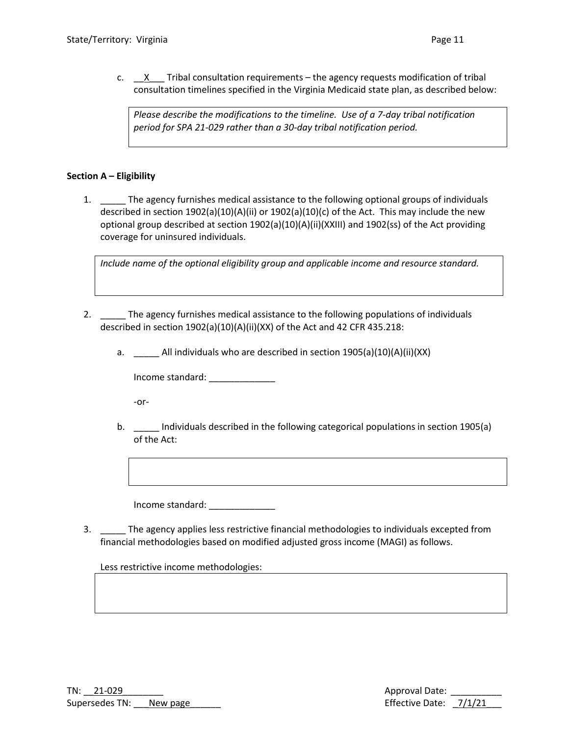c. __X___ Tribal consultation requirements – the agency requests modification of tribal consultation timelines specified in the Virginia Medicaid state plan, as described below:

> *Please describe the modifications to the timeline. Use of a 7-day tribal notification period for SPA 21-029 rather than a 30-day tribal notification period.*

**Section A – Eligibility**

1. _____ The agency furnishes medical assistance to the following optional groups of individuals described in section 1902(a)(10)(A)(ii) or 1902(a)(10)(c) of the Act. This may include the new optional group described at section 1902(a)(10)(A)(ii)(XXIII) and 1902(ss) of the Act providing coverage for uninsured individuals.

   > *Include name of the optional eligibility group and applicable income and resource standard.*

2. _____ The agency furnishes medical assistance to the following populations of individuals described in section 1902(a)(10)(A)(ii)(XX) of the Act and 42 CFR 435.218:

   a. _____ All individuals who are described in section 1905(a)(10)(A)(ii)(XX)

      Income standard: _____________

      -or-

   b. _____ Individuals described in the following categorical populations in section 1905(a) of the Act:

      Income standard: _____________

3. _____ The agency applies less restrictive financial methodologies to individuals excepted from financial methodologies based on modified adjusted gross income (MAGI) as follows.

   Less restrictive income methodologies:

TN: __21-029________
Supersedes TN: ___New page______

Approval Date: __________
Effective Date: _7/1/21___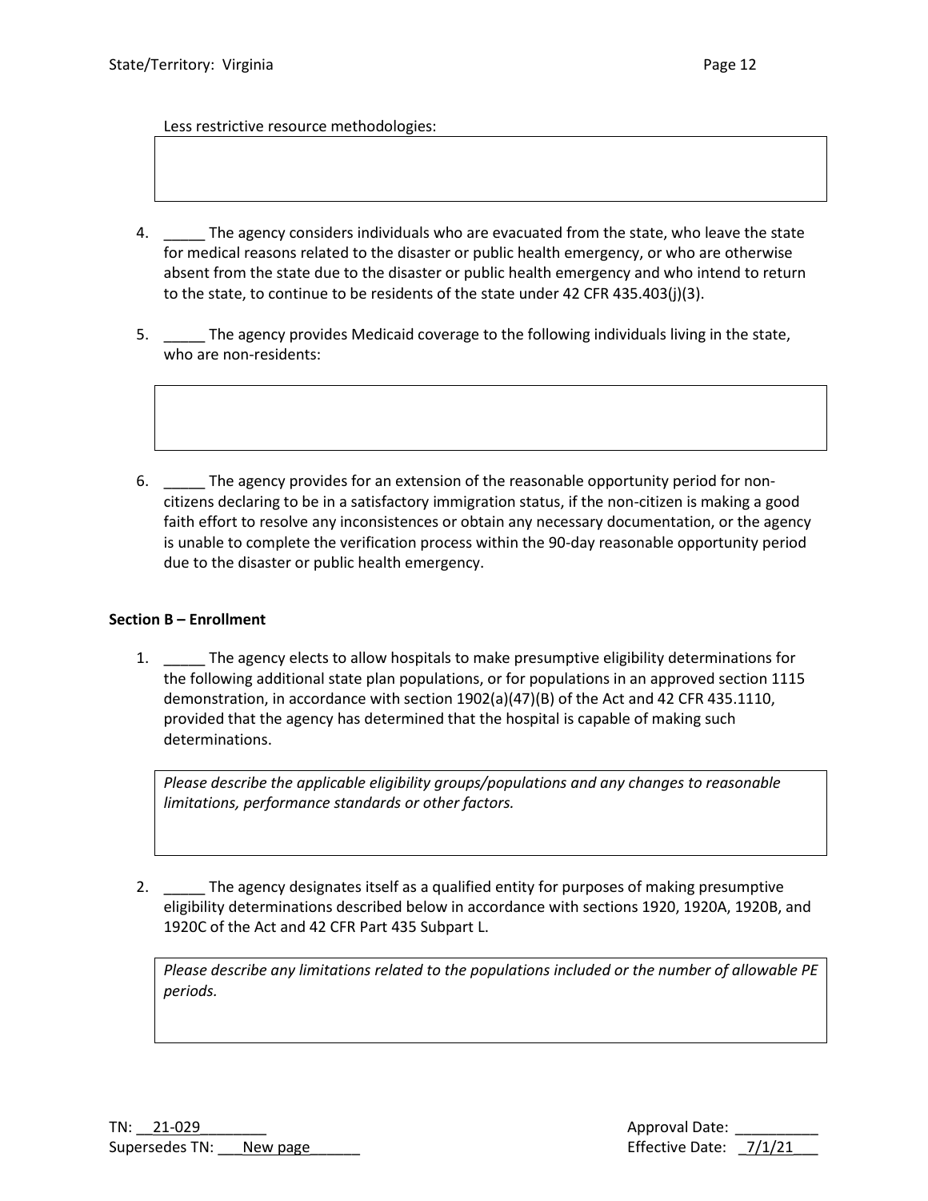Less restrictive resource methodologies:

4. _____ The agency considers individuals who are evacuated from the state, who leave the state for medical reasons related to the disaster or public health emergency, or who are otherwise absent from the state due to the disaster or public health emergency and who intend to return to the state, to continue to be residents of the state under 42 CFR 435.403(j)(3).

5. _____ The agency provides Medicaid coverage to the following individuals living in the state, who are non-residents:

6. _____ The agency provides for an extension of the reasonable opportunity period for non-citizens declaring to be in a satisfactory immigration status, if the non-citizen is making a good faith effort to resolve any inconsistences or obtain any necessary documentation, or the agency is unable to complete the verification process within the 90-day reasonable opportunity period due to the disaster or public health emergency.

**Section B – Enrollment**

1. _____ The agency elects to allow hospitals to make presumptive eligibility determinations for the following additional state plan populations, or for populations in an approved section 1115 demonstration, in accordance with section 1902(a)(47)(B) of the Act and 42 CFR 435.1110, provided that the agency has determined that the hospital is capable of making such determinations.

   *Please describe the applicable eligibility groups/populations and any changes to reasonable limitations, performance standards or other factors.*

2. _____ The agency designates itself as a qualified entity for purposes of making presumptive eligibility determinations described below in accordance with sections 1920, 1920A, 1920B, and 1920C of the Act and 42 CFR Part 435 Subpart L.

   *Please describe any limitations related to the populations included or the number of allowable PE periods.*

TN: \_\_21-029\_\_\_\_\_\_\_\_ 
Supersedes TN: \_\_\_New page\_\_\_\_\_\_

Approval Date: \_\_\_\_\_\_\_\_\_\_ 
Effective Date: \_7/1/21\_\_\_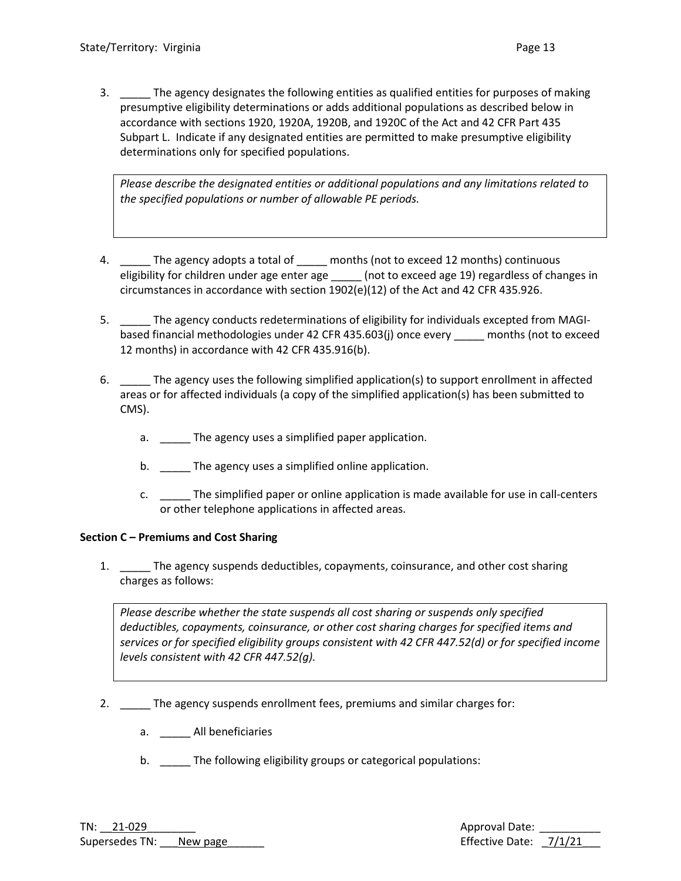3. _____ The agency designates the following entities as qualified entities for purposes of making presumptive eligibility determinations or adds additional populations as described below in accordance with sections 1920, 1920A, 1920B, and 1920C of the Act and 42 CFR Part 435 Subpart L. Indicate if any designated entities are permitted to make presumptive eligibility determinations only for specified populations.

| *Please describe the designated entities or additional populations and any limitations related to the specified populations or number of allowable PE periods.* |
|---|

4. _____ The agency adopts a total of _____ months (not to exceed 12 months) continuous eligibility for children under age enter age _____ (not to exceed age 19) regardless of changes in circumstances in accordance with section 1902(e)(12) of the Act and 42 CFR 435.926.

5. _____ The agency conducts redeterminations of eligibility for individuals excepted from MAGI-based financial methodologies under 42 CFR 435.603(j) once every _____ months (not to exceed 12 months) in accordance with 42 CFR 435.916(b).

6. _____ The agency uses the following simplified application(s) to support enrollment in affected areas or for affected individuals (a copy of the simplified application(s) has been submitted to CMS).

   a. _____ The agency uses a simplified paper application.

   b. _____ The agency uses a simplified online application.

   c. _____ The simplified paper or online application is made available for use in call-centers or other telephone applications in affected areas.

**Section C – Premiums and Cost Sharing**

1. _____ The agency suspends deductibles, copayments, coinsurance, and other cost sharing charges as follows:

| *Please describe whether the state suspends all cost sharing or suspends only specified deductibles, copayments, coinsurance, or other cost sharing charges for specified items and services or for specified eligibility groups consistent with 42 CFR 447.52(d) or for specified income levels consistent with 42 CFR 447.52(g).* |
|---|

2. _____ The agency suspends enrollment fees, premiums and similar charges for:

   a. _____ All beneficiaries

   b. _____ The following eligibility groups or categorical populations:

TN: 21-029
Supersedes TN: New page

Approval Date: __________
Effective Date: 7/1/21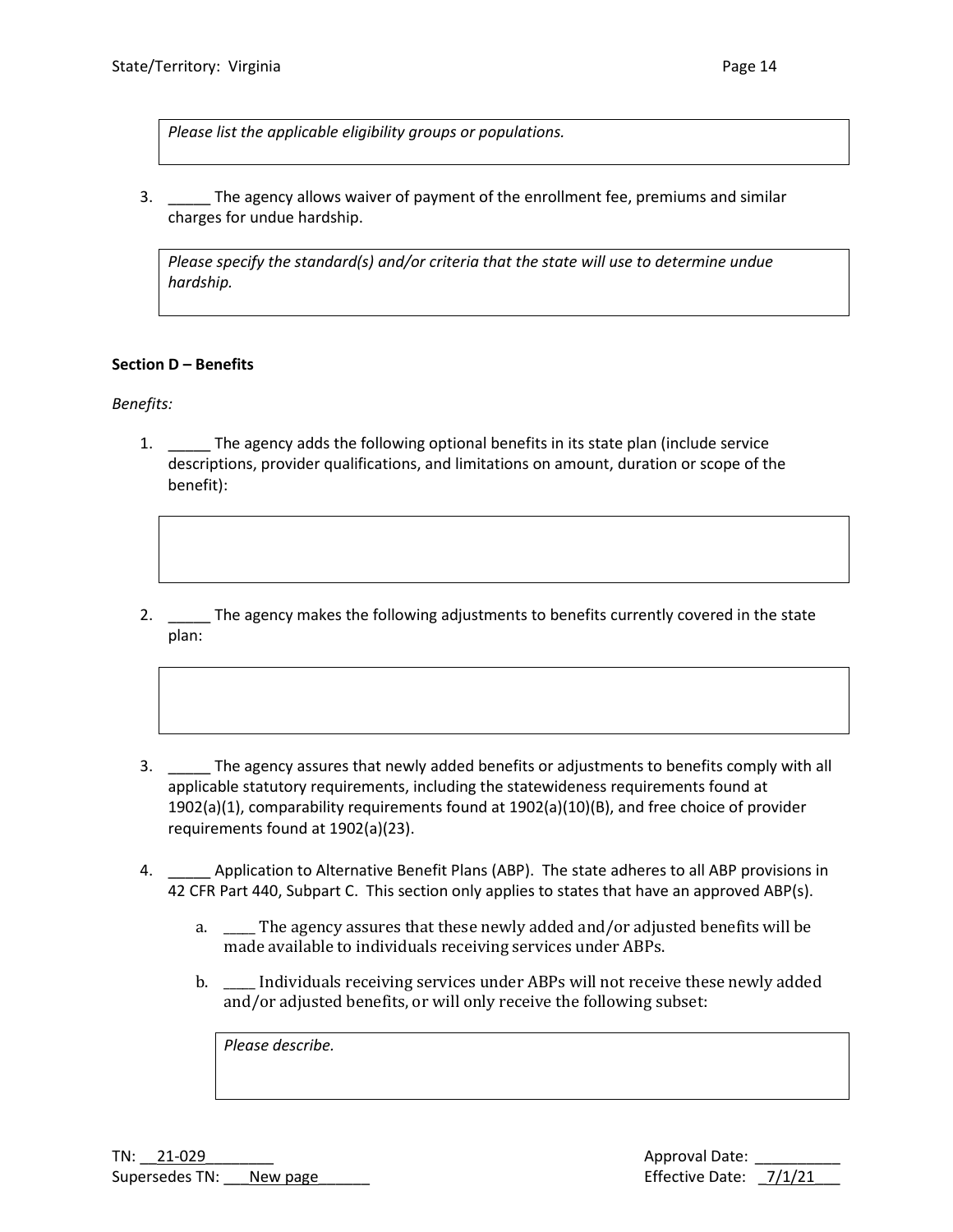Please list the applicable eligibility groups or populations.

3. _____ The agency allows waiver of payment of the enrollment fee, premiums and similar charges for undue hardship.

*Please specify the standard(s) and/or criteria that the state will use to determine undue hardship.*

**Section D – Benefits**

*Benefits:*

1. _____ The agency adds the following optional benefits in its state plan (include service descriptions, provider qualifications, and limitations on amount, duration or scope of the benefit):

2. _____ The agency makes the following adjustments to benefits currently covered in the state plan:

3. _____ The agency assures that newly added benefits or adjustments to benefits comply with all applicable statutory requirements, including the statewideness requirements found at 1902(a)(1), comparability requirements found at 1902(a)(10)(B), and free choice of provider requirements found at 1902(a)(23).

4. _____ Application to Alternative Benefit Plans (ABP). The state adheres to all ABP provisions in 42 CFR Part 440, Subpart C. This section only applies to states that have an approved ABP(s).

   a. ____ The agency assures that these newly added and/or adjusted benefits will be made available to individuals receiving services under ABPs.

   b. ____ Individuals receiving services under ABPs will not receive these newly added and/or adjusted benefits, or will only receive the following subset:

   *Please describe.*

TN: __21-029________
Supersedes TN: ___New page______

Approval Date: __________
Effective Date: _7/1/21___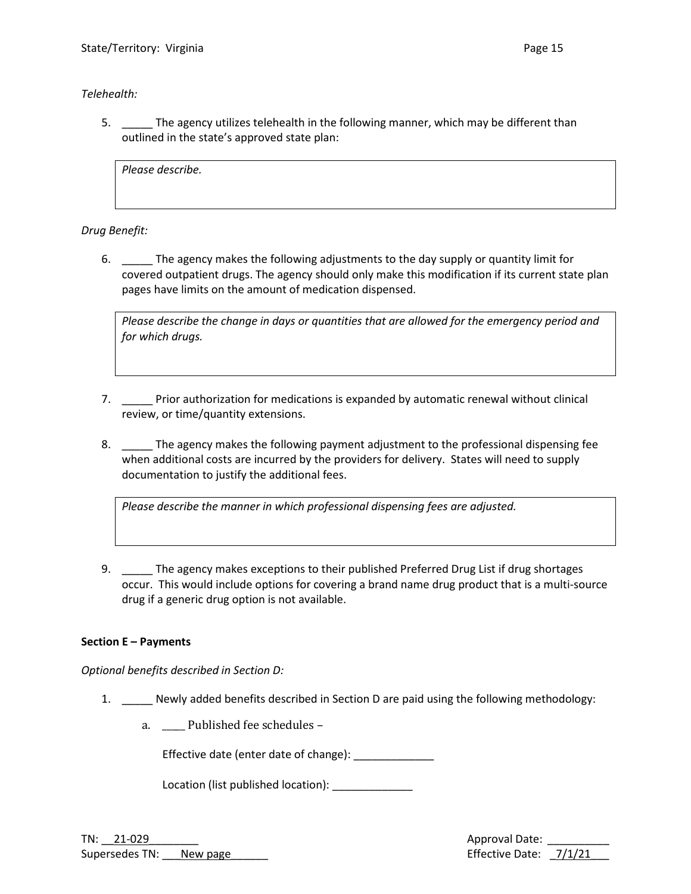*Telehealth:*

5. _____ The agency utilizes telehealth in the following manner, which may be different than outlined in the state's approved state plan:

| *Please describe.* |
|---|

*Drug Benefit:*

6. _____ The agency makes the following adjustments to the day supply or quantity limit for covered outpatient drugs. The agency should only make this modification if its current state plan pages have limits on the amount of medication dispensed.

| *Please describe the change in days or quantities that are allowed for the emergency period and for which drugs.* |
|---|

7. _____ Prior authorization for medications is expanded by automatic renewal without clinical review, or time/quantity extensions.

8. _____ The agency makes the following payment adjustment to the professional dispensing fee when additional costs are incurred by the providers for delivery. States will need to supply documentation to justify the additional fees.

| *Please describe the manner in which professional dispensing fees are adjusted.* |
|---|

9. _____ The agency makes exceptions to their published Preferred Drug List if drug shortages occur. This would include options for covering a brand name drug product that is a multi-source drug if a generic drug option is not available.

**Section E – Payments**

*Optional benefits described in Section D:*

1. _____ Newly added benefits described in Section D are paid using the following methodology:

   a. ____ Published fee schedules –

      Effective date (enter date of change): _____________

      Location (list published location): _____________

TN: __21-029________
Supersedes TN: ___New page______

Approval Date: __________
Effective Date: _7/1/21___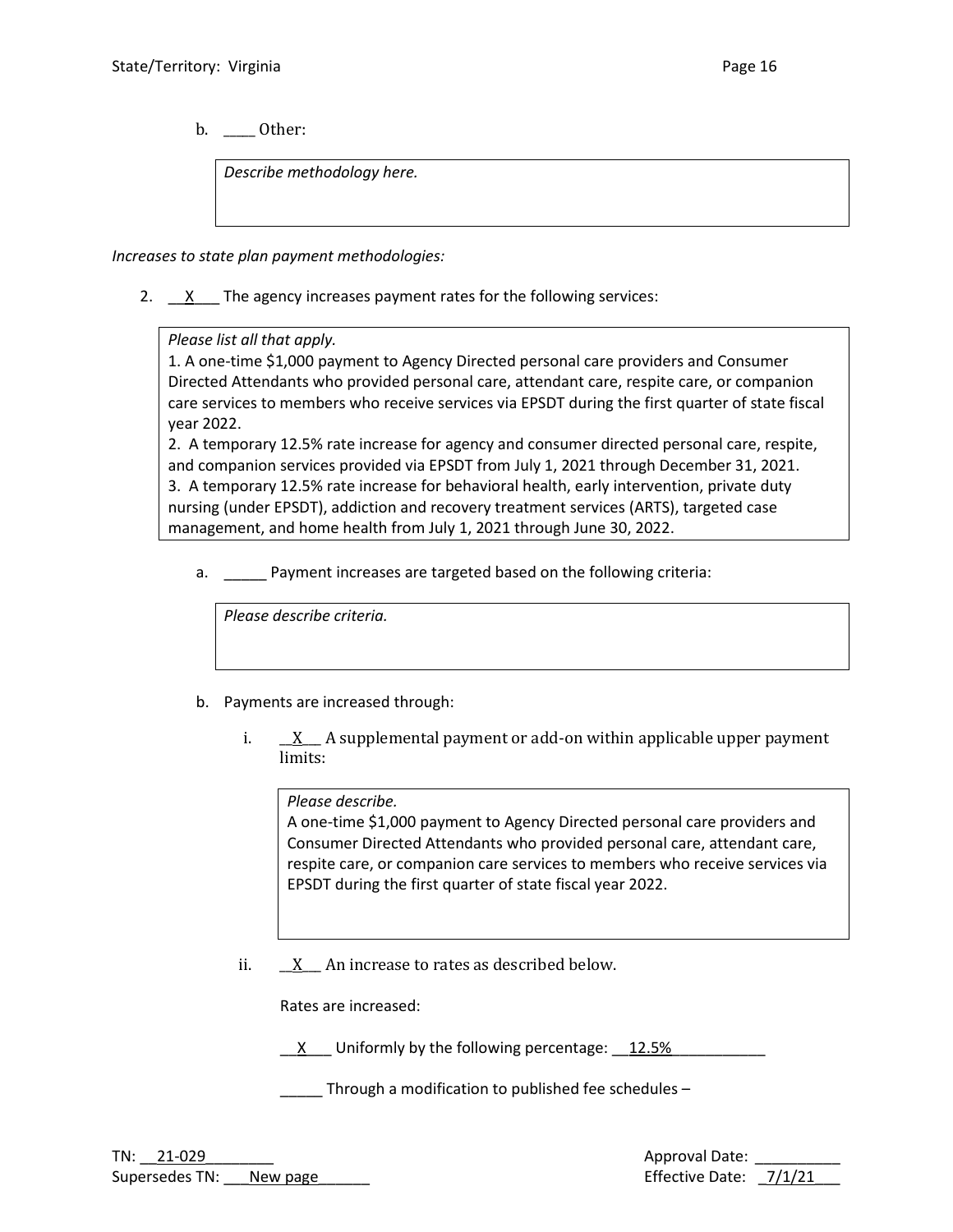b. ____ Other:

*Describe methodology here.*

*Increases to state plan payment methodologies:*

2. __X___ The agency increases payment rates for the following services:

*Please list all that apply.*
1. A one-time $1,000 payment to Agency Directed personal care providers and Consumer Directed Attendants who provided personal care, attendant care, respite care, or companion care services to members who receive services via EPSDT during the first quarter of state fiscal year 2022.
2. A temporary 12.5% rate increase for agency and consumer directed personal care, respite, and companion services provided via EPSDT from July 1, 2021 through December 31, 2021.
3. A temporary 12.5% rate increase for behavioral health, early intervention, private duty nursing (under EPSDT), addiction and recovery treatment services (ARTS), targeted case management, and home health from July 1, 2021 through June 30, 2022.

a. _____ Payment increases are targeted based on the following criteria:

*Please describe criteria.*

b. Payments are increased through:

i. __X__ A supplemental payment or add-on within applicable upper payment limits:

*Please describe.*
A one-time $1,000 payment to Agency Directed personal care providers and Consumer Directed Attendants who provided personal care, attendant care, respite care, or companion care services to members who receive services via EPSDT during the first quarter of state fiscal year 2022.

ii. __X__ An increase to rates as described below.

Rates are increased:

__X___ Uniformly by the following percentage: __12.5%___________

_____ Through a modification to published fee schedules –

TN: __21-029________
Supersedes TN: ___New page______

Approval Date: __________
Effective Date: _7/1/21___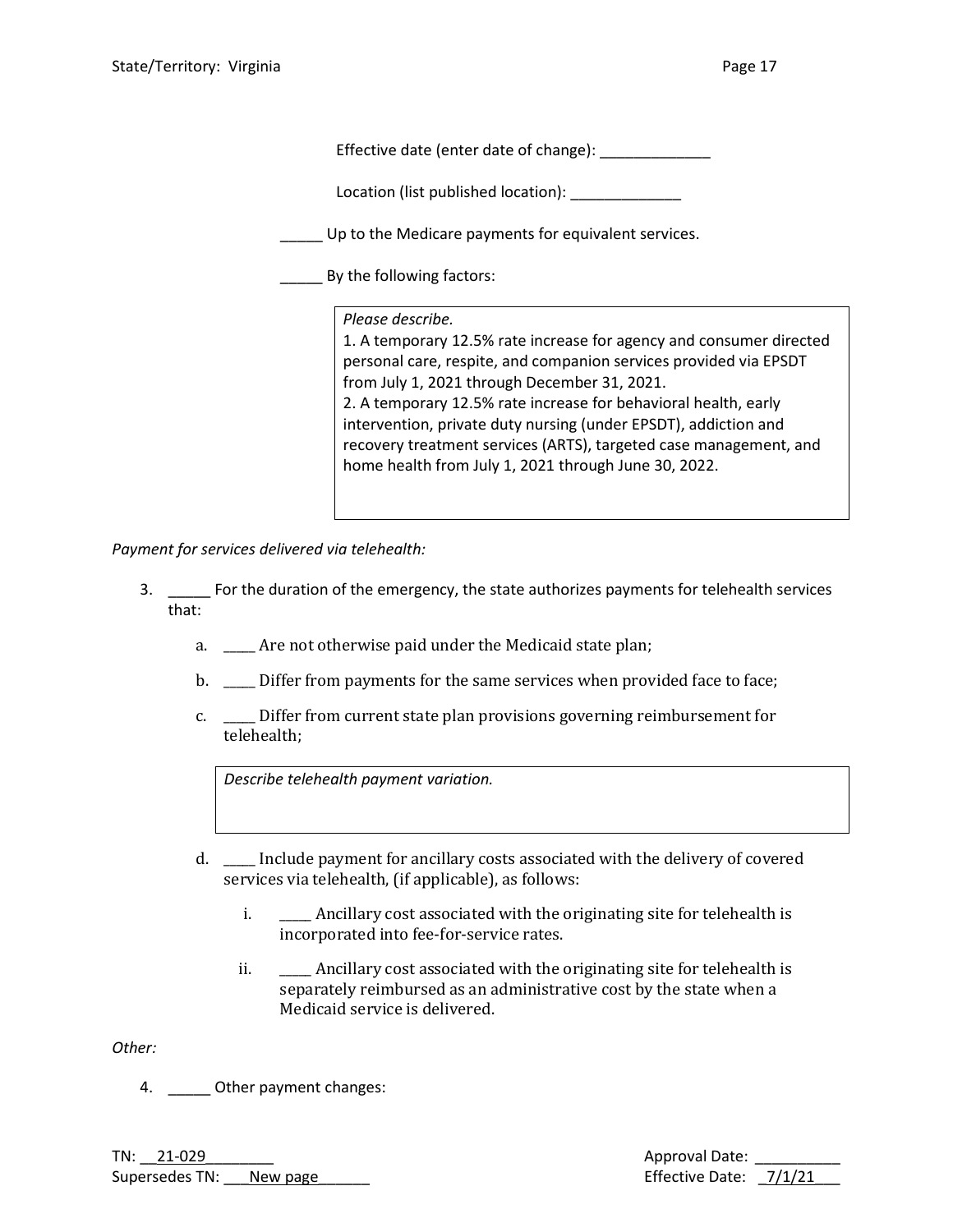Effective date (enter date of change): _____________

Location (list published location): _____________

_____ Up to the Medicare payments for equivalent services.

_____ By the following factors:

> *Please describe.*
> 1. A temporary 12.5% rate increase for agency and consumer directed personal care, respite, and companion services provided via EPSDT from July 1, 2021 through December 31, 2021.
> 2. A temporary 12.5% rate increase for behavioral health, early intervention, private duty nursing (under EPSDT), addiction and recovery treatment services (ARTS), targeted case management, and home health from July 1, 2021 through June 30, 2022.

*Payment for services delivered via telehealth:*

3. _____ For the duration of the emergency, the state authorizes payments for telehealth services that:

   a. ____ Are not otherwise paid under the Medicaid state plan;

   b. ____ Differ from payments for the same services when provided face to face;

   c. ____ Differ from current state plan provisions governing reimbursement for telehealth;

   > *Describe telehealth payment variation.*

   d. ____ Include payment for ancillary costs associated with the delivery of covered services via telehealth, (if applicable), as follows:

      i. ____ Ancillary cost associated with the originating site for telehealth is incorporated into fee-for-service rates.

      ii. ____ Ancillary cost associated with the originating site for telehealth is separately reimbursed as an administrative cost by the state when a Medicaid service is delivered.

*Other:*

4. _____ Other payment changes:

TN: 21-029
Supersedes TN: New page

Approval Date: __________
Effective Date: 7/1/21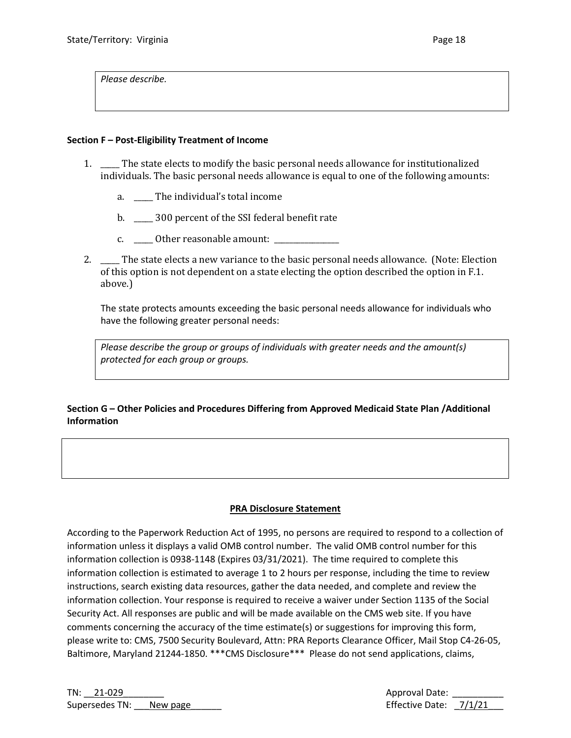*Please describe.*

**Section F – Post-Eligibility Treatment of Income**

1. _____ The state elects to modify the basic personal needs allowance for institutionalized individuals. The basic personal needs allowance is equal to one of the following amounts:

   a. _____ The individual's total income

   b. _____ 300 percent of the SSI federal benefit rate

   c. _____ Other reasonable amount: _______________

2. _____ The state elects a new variance to the basic personal needs allowance. (Note: Election of this option is not dependent on a state electing the option described the option in F.1. above.)

   The state protects amounts exceeding the basic personal needs allowance for individuals who have the following greater personal needs:

   *Please describe the group or groups of individuals with greater needs and the amount(s) protected for each group or groups.*

**Section G – Other Policies and Procedures Differing from Approved Medicaid State Plan /Additional Information**

**PRA Disclosure Statement**

According to the Paperwork Reduction Act of 1995, no persons are required to respond to a collection of information unless it displays a valid OMB control number. The valid OMB control number for this information collection is 0938-1148 (Expires 03/31/2021). The time required to complete this information collection is estimated to average 1 to 2 hours per response, including the time to review instructions, search existing data resources, gather the data needed, and complete and review the information collection. Your response is required to receive a waiver under Section 1135 of the Social Security Act. All responses are public and will be made available on the CMS web site. If you have comments concerning the accuracy of the time estimate(s) or suggestions for improving this form, please write to: CMS, 7500 Security Boulevard, Attn: PRA Reports Clearance Officer, Mail Stop C4-26-05, Baltimore, Maryland 21244-1850. ***CMS Disclosure*** Please do not send applications, claims,

TN: __21-029________
Supersedes TN: ___New page______

Approval Date: __________
Effective Date: _7/1/21___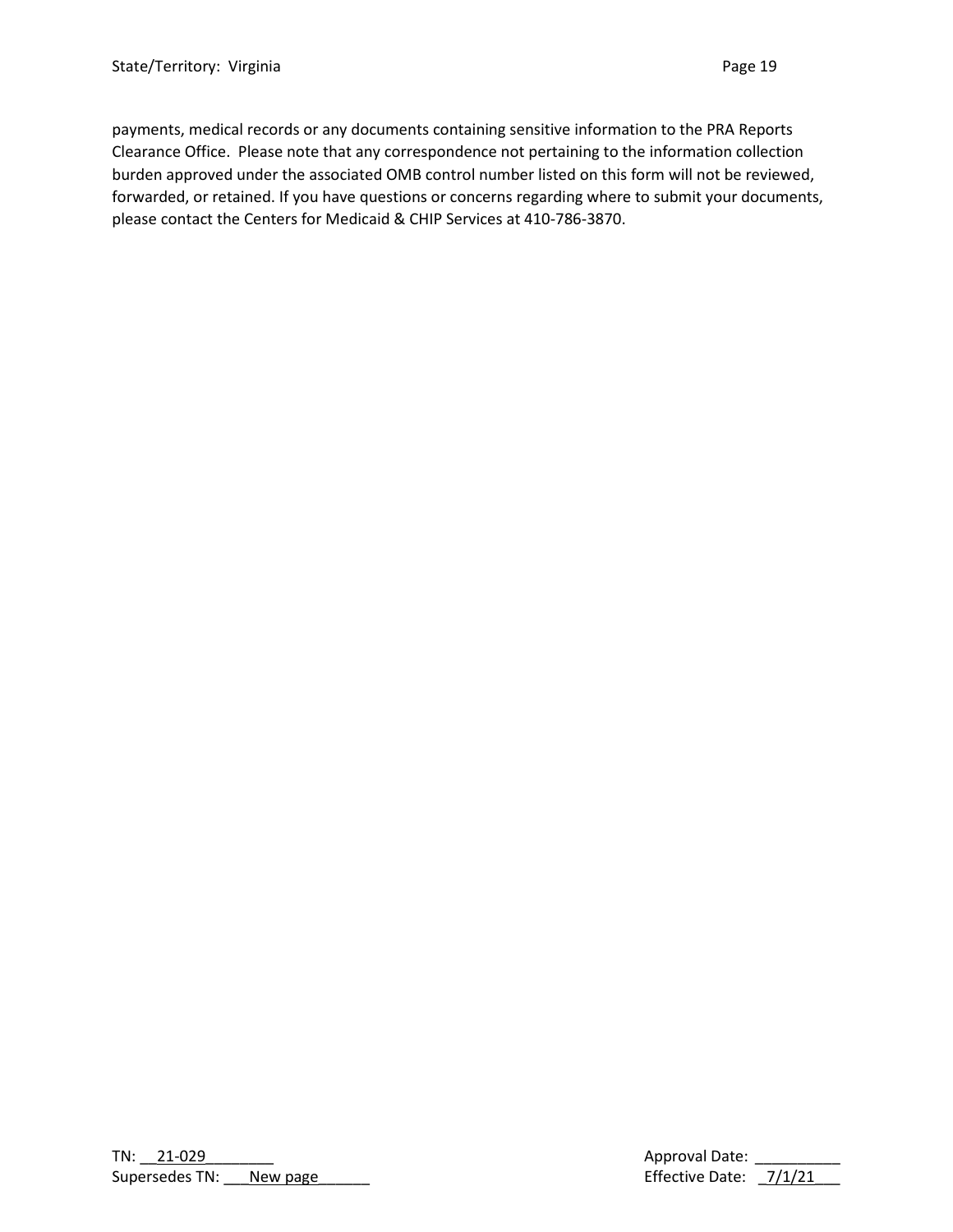payments, medical records or any documents containing sensitive information to the PRA Reports Clearance Office. Please note that any correspondence not pertaining to the information collection burden approved under the associated OMB control number listed on this form will not be reviewed, forwarded, or retained. If you have questions or concerns regarding where to submit your documents, please contact the Centers for Medicaid & CHIP Services at 410-786-3870.

TN: __21-029________
Supersedes TN: ___New page______

Approval Date: __________
Effective Date: _7/1/21___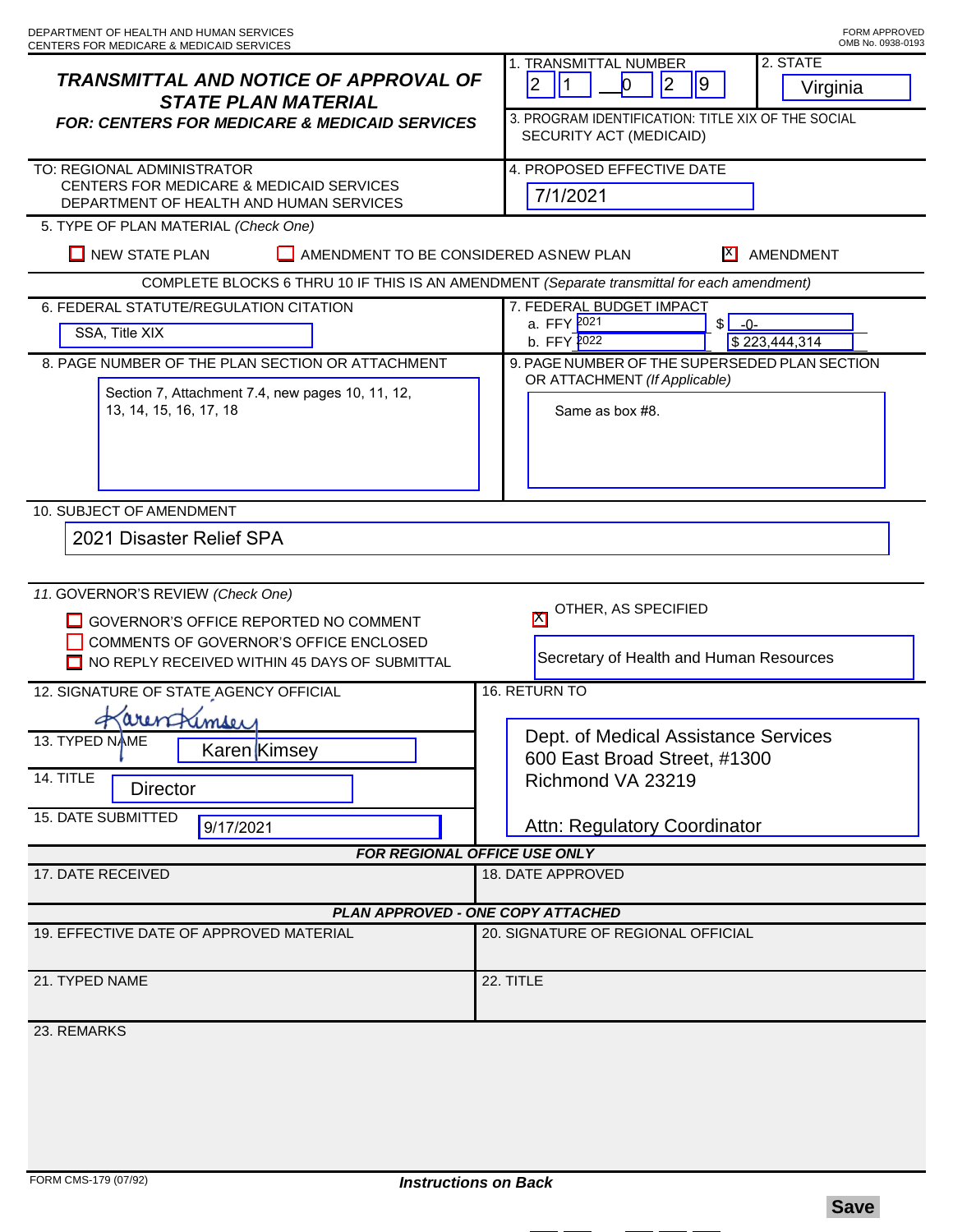DEPARTMENT OF HEALTH AND HUMAN SERVICES
CENTERS FOR MEDICARE & MEDICAID SERVICES

FORM APPROVED
OMB No. 0938-0193

# TRANSMITTAL AND NOTICE OF APPROVAL OF STATE PLAN MATERIAL

**FOR: CENTERS FOR MEDICARE & MEDICAID SERVICES**

1. TRANSMITTAL NUMBER: 21-029
2. STATE: Virginia
3. PROGRAM IDENTIFICATION: TITLE XIX OF THE SOCIAL SECURITY ACT (MEDICAID)

TO: REGIONAL ADMINISTRATOR
CENTERS FOR MEDICARE & MEDICAID SERVICES
DEPARTMENT OF HEALTH AND HUMAN SERVICES

4. PROPOSED EFFECTIVE DATE: 7/1/2021

5. TYPE OF PLAN MATERIAL *(Check One)*

- [ ] NEW STATE PLAN
- [ ] AMENDMENT TO BE CONSIDERED AS NEW PLAN
- [X] AMENDMENT

COMPLETE BLOCKS 6 THRU 10 IF THIS IS AN AMENDMENT *(Separate transmittal for each amendment)*

6. FEDERAL STATUTE/REGULATION CITATION: SSA, Title XIX

7. FEDERAL BUDGET IMPACT
   a. FFY 2021 $ -0-
   b. FFY 2022 $ 223,444,314

8. PAGE NUMBER OF THE PLAN SECTION OR ATTACHMENT: Section 7, Attachment 7.4, new pages 10, 11, 12, 13, 14, 15, 16, 17, 18

9. PAGE NUMBER OF THE SUPERSEDED PLAN SECTION OR ATTACHMENT *(If Applicable)*: Same as box #8.

10. SUBJECT OF AMENDMENT: 2021 Disaster Relief SPA

11. GOVERNOR'S REVIEW *(Check One)*

- [ ] GOVERNOR'S OFFICE REPORTED NO COMMENT
- [ ] COMMENTS OF GOVERNOR'S OFFICE ENCLOSED
- [ ] NO REPLY RECEIVED WITHIN 45 DAYS OF SUBMITTAL
- [X] OTHER, AS SPECIFIED: Secretary of Health and Human Resources

12. SIGNATURE OF STATE AGENCY OFFICIAL: Karen Kimsey (signature)

13. TYPED NAME: Karen Kimsey

14. TITLE: Director

15. DATE SUBMITTED: 9/17/2021

16. RETURN TO:
Dept. of Medical Assistance Services
600 East Broad Street, #1300
Richmond VA 23219

Attn: Regulatory Coordinator

***FOR REGIONAL OFFICE USE ONLY***

17. DATE RECEIVED:

18. DATE APPROVED:

***PLAN APPROVED - ONE COPY ATTACHED***

19. EFFECTIVE DATE OF APPROVED MATERIAL:

20. SIGNATURE OF REGIONAL OFFICIAL:

21. TYPED NAME:

22. TITLE:

23. REMARKS:

FORM CMS-179 (07/92)

***Instructions on Back***